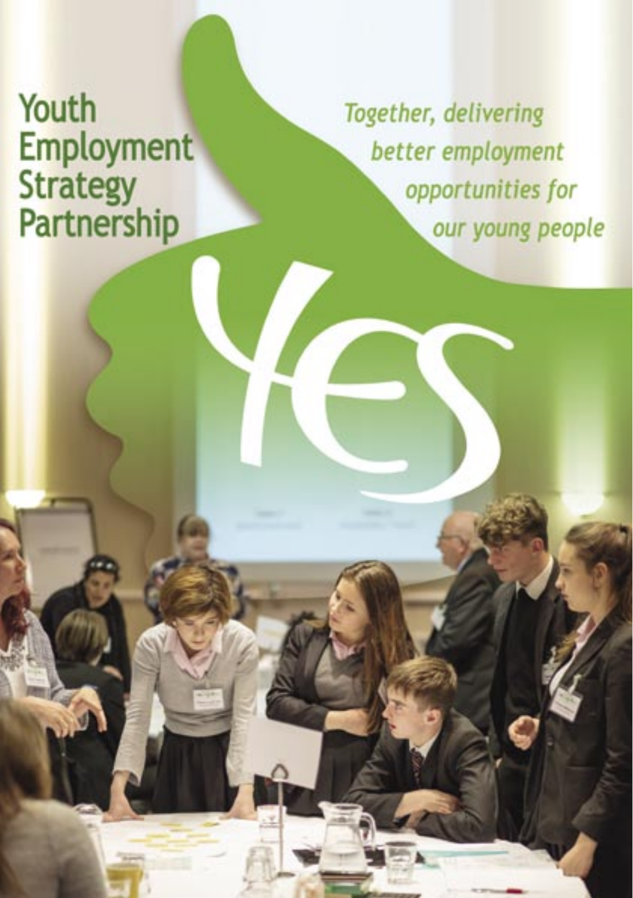# Youth Employment Strategy Partnership

*Together, delivering better employment opportunities for our young people*

YES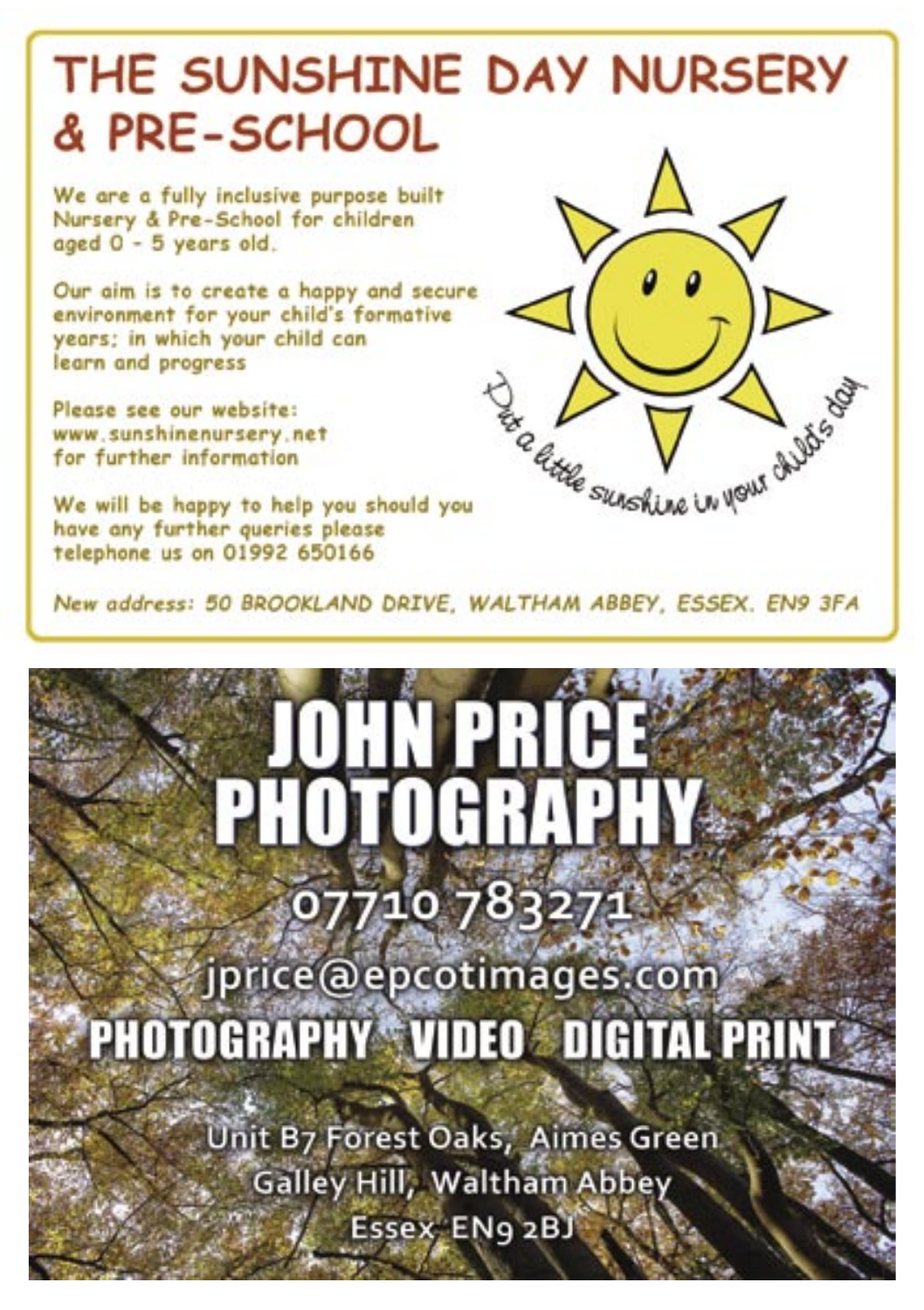# THE SUNSHINE DAY NURSERY & PRE-SCHOOL

We are a fully inclusive purpose built Nursery & Pre-School for children aged 0 - 5 years old.

Our aim is to create a happy and secure environment for your child's formative years; in which your child can learn and progress

Please see our website: www.sunshinenursery.net for further information

We will be happy to help you should you have any further queries please telephone us on 01992 650166

Put a little sunshine in your child's day

New address: 50 BROOKLAND DRIVE, WALTHAM ABBEY, ESSEX. EN9 3FA

# JOHN PRICE PHOTOGRAPHY

07710 783271

jprice@epcotimages.com

**PHOTOGRAPHY VIDEO DIGITAL PRINT**

Unit B7 Forest Oaks, Aimes Green
Galley Hill, Waltham Abbey
Essex EN9 2BJ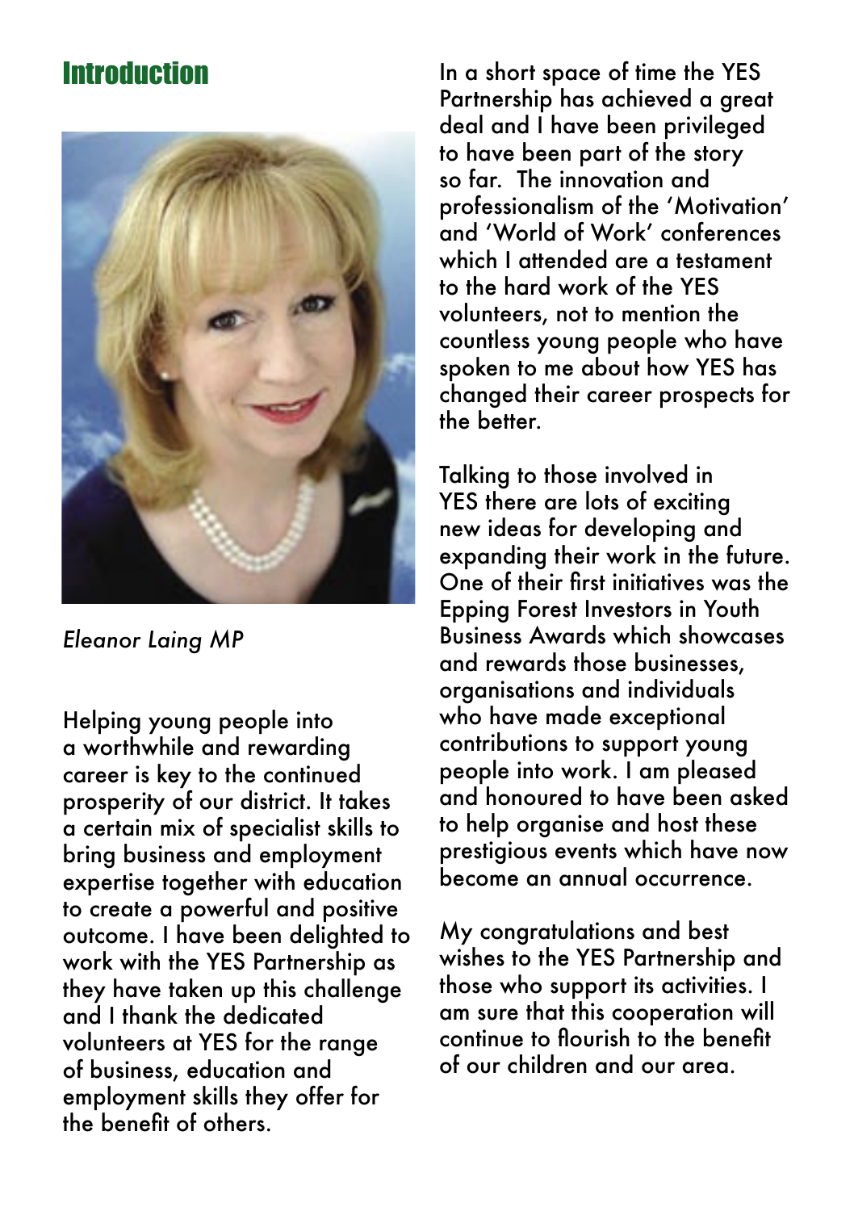## Introduction

*Eleanor Laing MP*

Helping young people into a worthwhile and rewarding career is key to the continued prosperity of our district. It takes a certain mix of specialist skills to bring business and employment expertise together with education to create a powerful and positive outcome. I have been delighted to work with the YES Partnership as they have taken up this challenge and I thank the dedicated volunteers at YES for the range of business, education and employment skills they offer for the benefit of others.

In a short space of time the YES Partnership has achieved a great deal and I have been privileged to have been part of the story so far. The innovation and professionalism of the 'Motivation' and 'World of Work' conferences which I attended are a testament to the hard work of the YES volunteers, not to mention the countless young people who have spoken to me about how YES has changed their career prospects for the better.

Talking to those involved in YES there are lots of exciting new ideas for developing and expanding their work in the future. One of their first initiatives was the Epping Forest Investors in Youth Business Awards which showcases and rewards those businesses, organisations and individuals who have made exceptional contributions to support young people into work. I am pleased and honoured to have been asked to help organise and host these prestigious events which have now become an annual occurrence.

My congratulations and best wishes to the YES Partnership and those who support its activities. I am sure that this cooperation will continue to flourish to the benefit of our children and our area.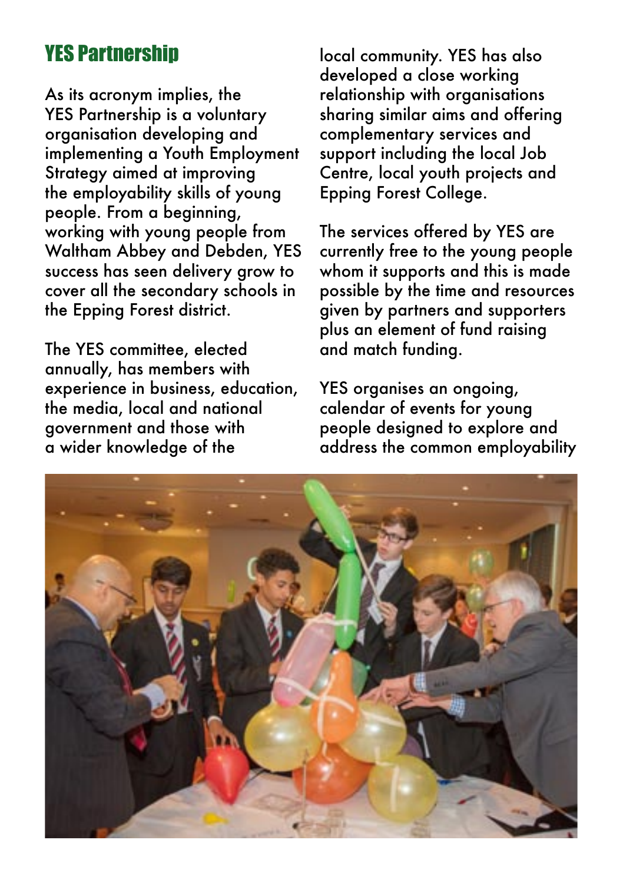## YES Partnership

As its acronym implies, the YES Partnership is a voluntary organisation developing and implementing a Youth Employment Strategy aimed at improving the employability skills of young people. From a beginning, working with young people from Waltham Abbey and Debden, YES success has seen delivery grow to cover all the secondary schools in the Epping Forest district.

The YES committee, elected annually, has members with experience in business, education, the media, local and national government and those with a wider knowledge of the local community. YES has also developed a close working relationship with organisations sharing similar aims and offering complementary services and support including the local Job Centre, local youth projects and Epping Forest College.

The services offered by YES are currently free to the young people whom it supports and this is made possible by the time and resources given by partners and supporters plus an element of fund raising and match funding.

YES organises an ongoing, calendar of events for young people designed to explore and address the common employability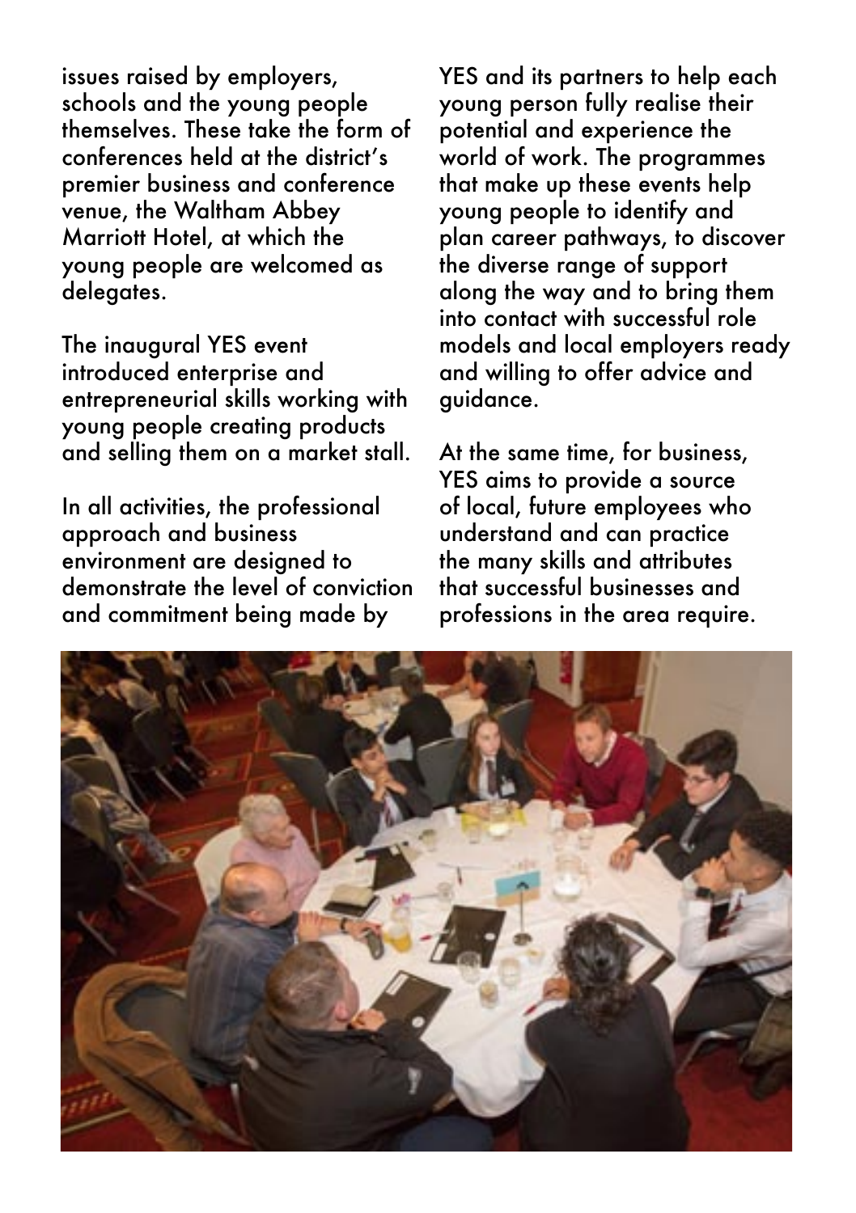issues raised by employers, schools and the young people themselves. These take the form of conferences held at the district's premier business and conference venue, the Waltham Abbey Marriott Hotel, at which the young people are welcomed as delegates.

The inaugural YES event introduced enterprise and entrepreneurial skills working with young people creating products and selling them on a market stall.

In all activities, the professional approach and business environment are designed to demonstrate the level of conviction and commitment being made by YES and its partners to help each young person fully realise their potential and experience the world of work. The programmes that make up these events help young people to identify and plan career pathways, to discover the diverse range of support along the way and to bring them into contact with successful role models and local employers ready and willing to offer advice and guidance.

At the same time, for business, YES aims to provide a source of local, future employees who understand and can practice the many skills and attributes that successful businesses and professions in the area require.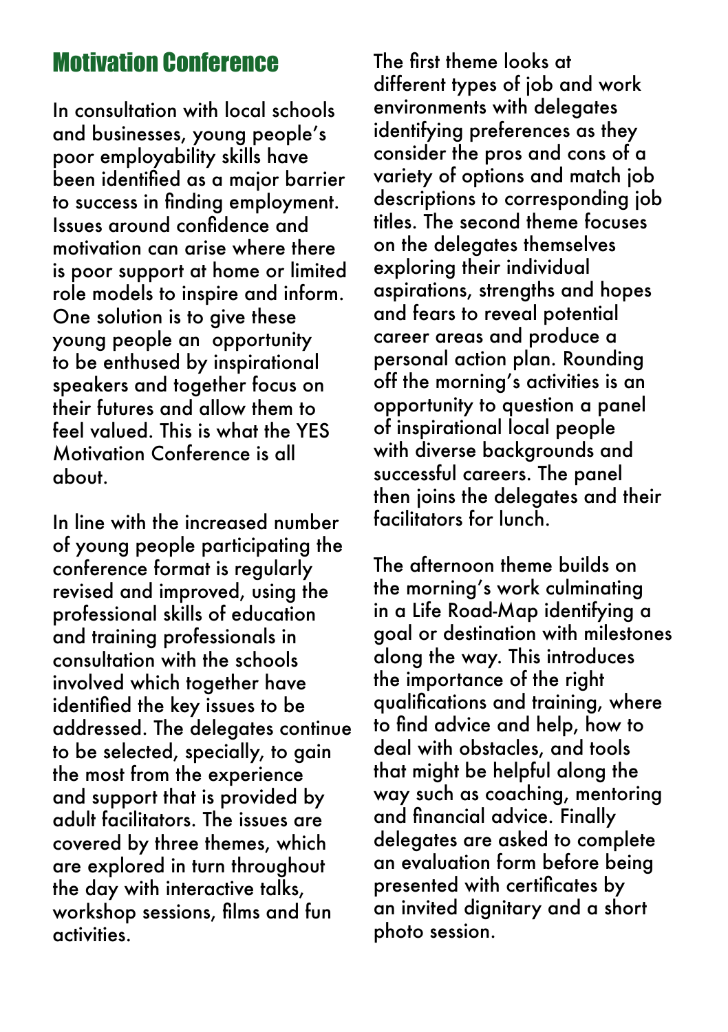## Motivation Conference

In consultation with local schools and businesses, young people's poor employability skills have been identified as a major barrier to success in finding employment. Issues around confidence and motivation can arise where there is poor support at home or limited role models to inspire and inform. One solution is to give these young people an opportunity to be enthused by inspirational speakers and together focus on their futures and allow them to feel valued. This is what the YES Motivation Conference is all about.

In line with the increased number of young people participating the conference format is regularly revised and improved, using the professional skills of education and training professionals in consultation with the schools involved which together have identified the key issues to be addressed. The delegates continue to be selected, specially, to gain the most from the experience and support that is provided by adult facilitators. The issues are covered by three themes, which are explored in turn throughout the day with interactive talks, workshop sessions, films and fun activities.

The first theme looks at different types of job and work environments with delegates identifying preferences as they consider the pros and cons of a variety of options and match job descriptions to corresponding job titles. The second theme focuses on the delegates themselves exploring their individual aspirations, strengths and hopes and fears to reveal potential career areas and produce a personal action plan. Rounding off the morning's activities is an opportunity to question a panel of inspirational local people with diverse backgrounds and successful careers. The panel then joins the delegates and their facilitators for lunch.

The afternoon theme builds on the morning's work culminating in a Life Road-Map identifying a goal or destination with milestones along the way. This introduces the importance of the right qualifications and training, where to find advice and help, how to deal with obstacles, and tools that might be helpful along the way such as coaching, mentoring and financial advice. Finally delegates are asked to complete an evaluation form before being presented with certificates by an invited dignitary and a short photo session.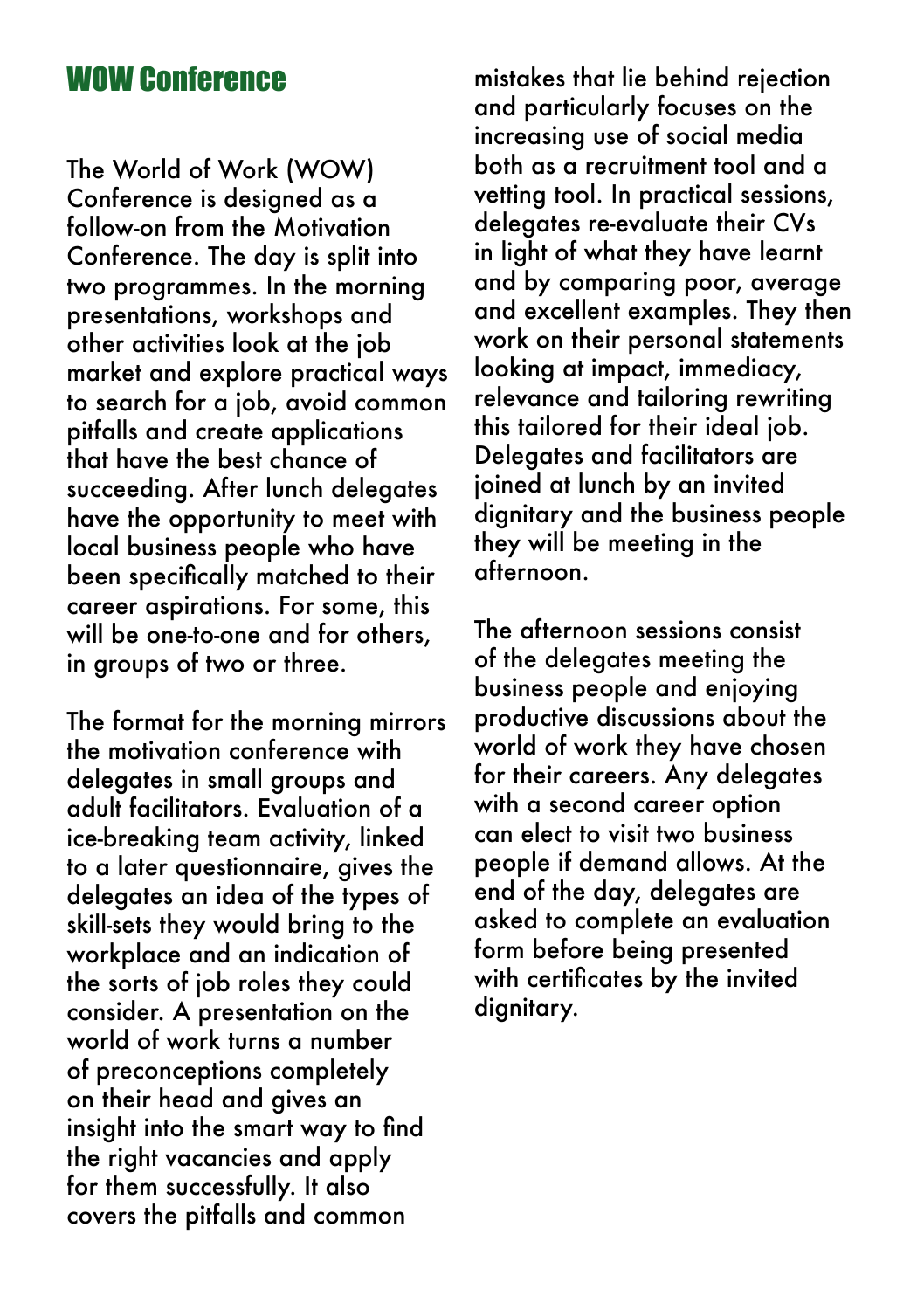## WOW Conference

The World of Work (WOW) Conference is designed as a follow-on from the Motivation Conference. The day is split into two programmes. In the morning presentations, workshops and other activities look at the job market and explore practical ways to search for a job, avoid common pitfalls and create applications that have the best chance of succeeding. After lunch delegates have the opportunity to meet with local business people who have been specifically matched to their career aspirations. For some, this will be one-to-one and for others, in groups of two or three.

The format for the morning mirrors the motivation conference with delegates in small groups and adult facilitators. Evaluation of a ice-breaking team activity, linked to a later questionnaire, gives the delegates an idea of the types of skill-sets they would bring to the workplace and an indication of the sorts of job roles they could consider. A presentation on the world of work turns a number of preconceptions completely on their head and gives an insight into the smart way to find the right vacancies and apply for them successfully. It also covers the pitfalls and common mistakes that lie behind rejection and particularly focuses on the increasing use of social media both as a recruitment tool and a vetting tool. In practical sessions, delegates re-evaluate their CVs in light of what they have learnt and by comparing poor, average and excellent examples. They then work on their personal statements looking at impact, immediacy, relevance and tailoring rewriting this tailored for their ideal job. Delegates and facilitators are joined at lunch by an invited dignitary and the business people they will be meeting in the afternoon.

The afternoon sessions consist of the delegates meeting the business people and enjoying productive discussions about the world of work they have chosen for their careers. Any delegates with a second career option can elect to visit two business people if demand allows. At the end of the day, delegates are asked to complete an evaluation form before being presented with certificates by the invited dignitary.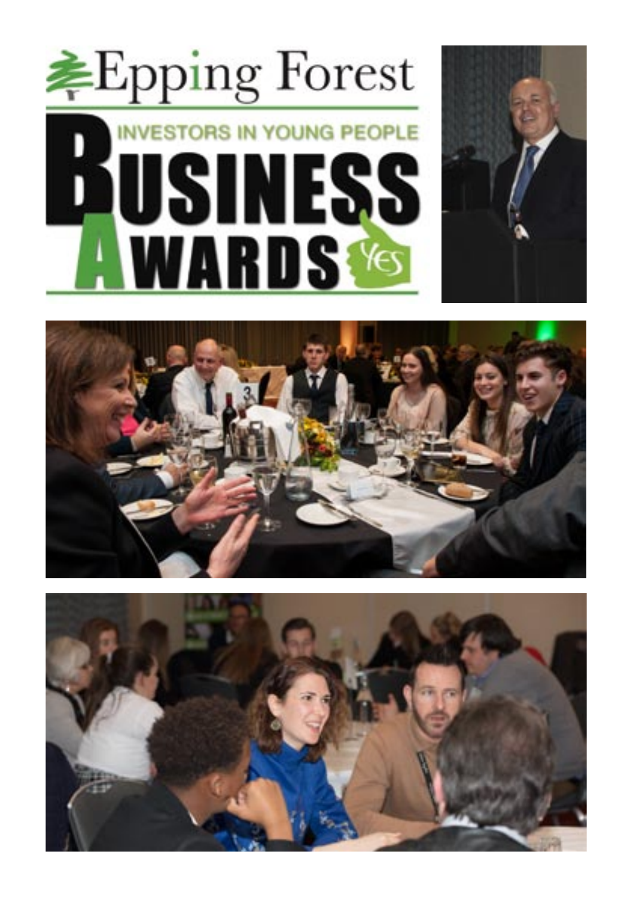# Epping Forest

## INVESTORS IN YOUNG PEOPLE

# BUSINESS AWARDS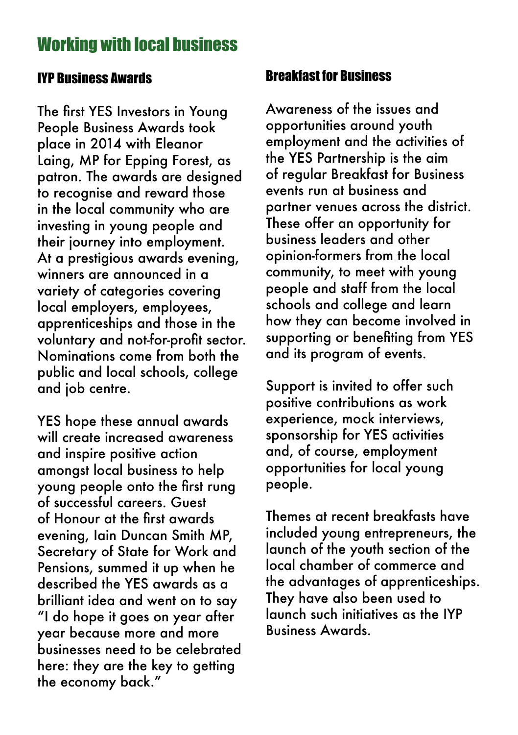# Working with local business

## IYP Business Awards

The first YES Investors in Young People Business Awards took place in 2014 with Eleanor Laing, MP for Epping Forest, as patron. The awards are designed to recognise and reward those in the local community who are investing in young people and their journey into employment. At a prestigious awards evening, winners are announced in a variety of categories covering local employers, employees, apprenticeships and those in the voluntary and not-for-profit sector. Nominations come from both the public and local schools, college and job centre.

YES hope these annual awards will create increased awareness and inspire positive action amongst local business to help young people onto the first rung of successful careers. Guest of Honour at the first awards evening, Iain Duncan Smith MP, Secretary of State for Work and Pensions, summed it up when he described the YES awards as a brilliant idea and went on to say "I do hope it goes on year after year because more and more businesses need to be celebrated here: they are the key to getting the economy back."

## Breakfast for Business

Awareness of the issues and opportunities around youth employment and the activities of the YES Partnership is the aim of regular Breakfast for Business events run at business and partner venues across the district. These offer an opportunity for business leaders and other opinion-formers from the local community, to meet with young people and staff from the local schools and college and learn how they can become involved in supporting or benefiting from YES and its program of events.

Support is invited to offer such positive contributions as work experience, mock interviews, sponsorship for YES activities and, of course, employment opportunities for local young people.

Themes at recent breakfasts have included young entrepreneurs, the launch of the youth section of the local chamber of commerce and the advantages of apprenticeships. They have also been used to launch such initiatives as the IYP Business Awards.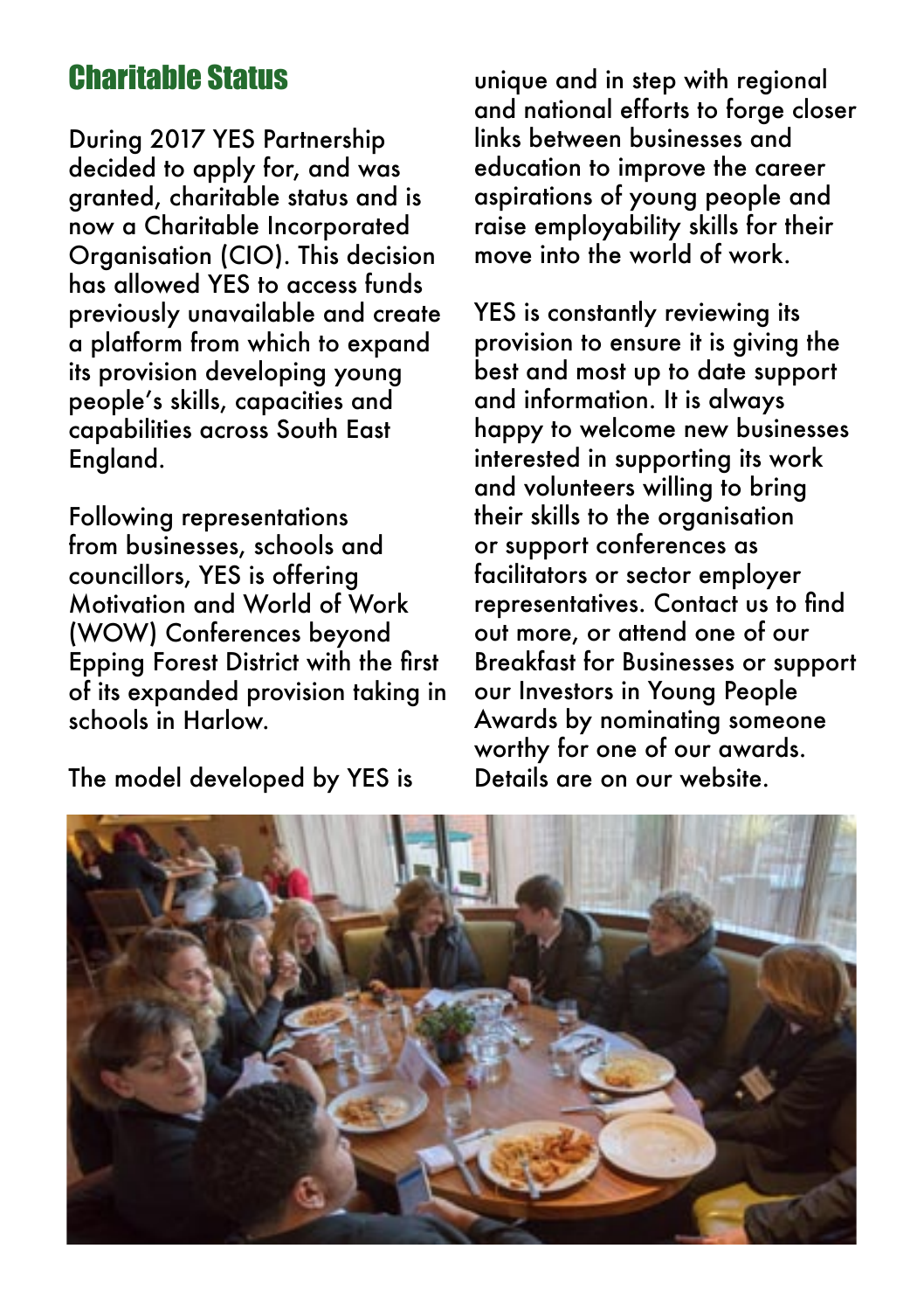## Charitable Status

During 2017 YES Partnership decided to apply for, and was granted, charitable status and is now a Charitable Incorporated Organisation (CIO). This decision has allowed YES to access funds previously unavailable and create a platform from which to expand its provision developing young people's skills, capacities and capabilities across South East England.

Following representations from businesses, schools and councillors, YES is offering Motivation and World of Work (WOW) Conferences beyond Epping Forest District with the first of its expanded provision taking in schools in Harlow.

The model developed by YES is unique and in step with regional and national efforts to forge closer links between businesses and education to improve the career aspirations of young people and raise employability skills for their move into the world of work.

YES is constantly reviewing its provision to ensure it is giving the best and most up to date support and information. It is always happy to welcome new businesses interested in supporting its work and volunteers willing to bring their skills to the organisation or support conferences as facilitators or sector employer representatives. Contact us to find out more, or attend one of our Breakfast for Businesses or support our Investors in Young People Awards by nominating someone worthy for one of our awards. Details are on our website.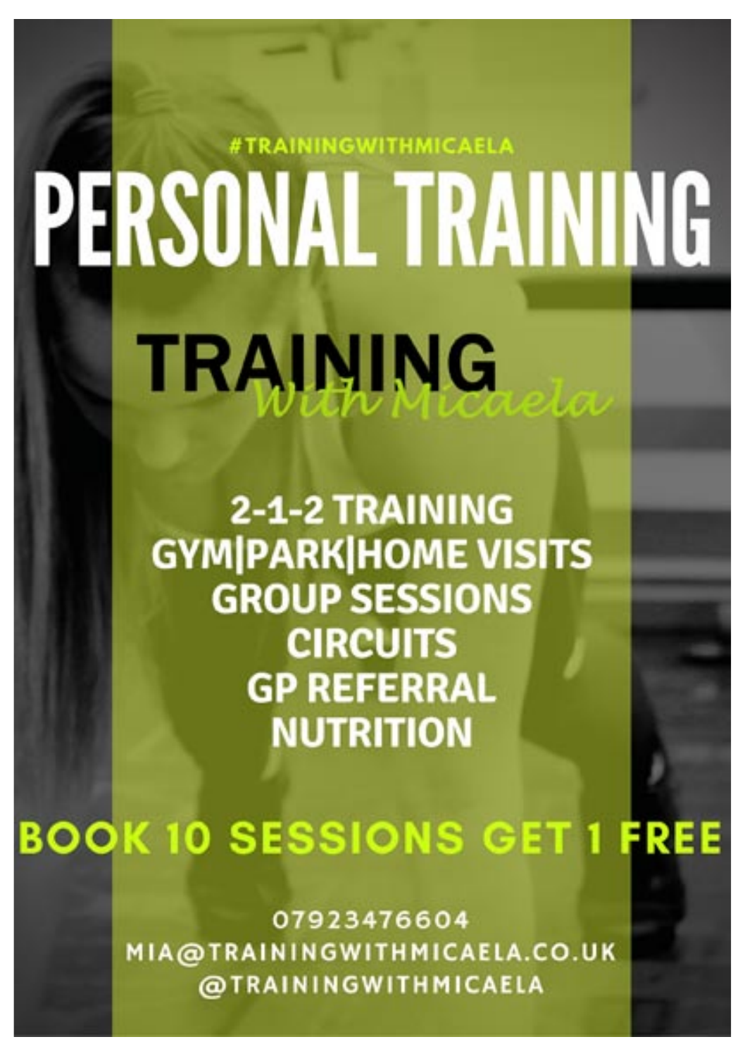#TRAININGWITHMICAELA

# PERSONAL TRAINING

## TRAINING
*With Micaela*

**2-1-2 TRAINING**
**GYM|PARK|HOME VISITS**
**GROUP SESSIONS**
**CIRCUITS**
**GP REFERRAL**
**NUTRITION**

**BOOK 10 SESSIONS GET 1 FREE**

07923476604
MIA@TRAININGWITHMICAELA.CO.UK
@TRAININGWITHMICAELA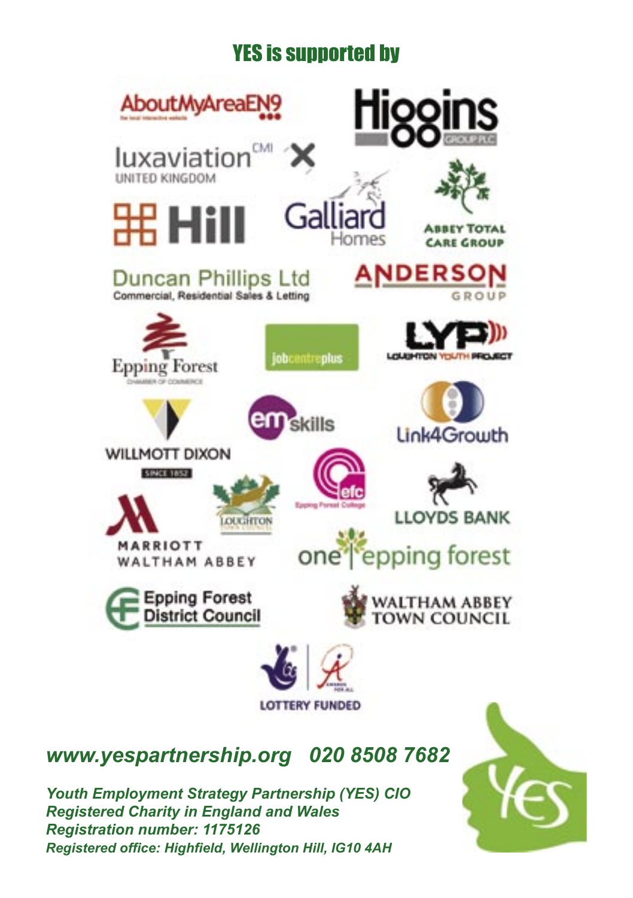## YES is supported by

AboutMyAreaEN9

Higgins Group PLC

luxaviation CMI UNITED KINGDOM

Hill

Galliard Homes

Abbey Total Care Group

Duncan Phillips Ltd
Commercial, Residential Sales & Letting

Anderson Group

Epping Forest Chamber of Commerce

jobcentreplus

LYP Loughton Youth Project

Willmott Dixon Since 1852

em skills

Link4Growth

Marriott Waltham Abbey

Loughton Town Council

efc Epping Forest College

Lloyds Bank

one epping forest

Epping Forest District Council

Waltham Abbey Town Council

Lottery Funded

***www.yespartnership.org   020 8508 7682***

***Youth Employment Strategy Partnership (YES) CIO***
***Registered Charity in England and Wales***
***Registration number: 1175126***
***Registered office: Highfield, Wellington Hill, IG10 4AH***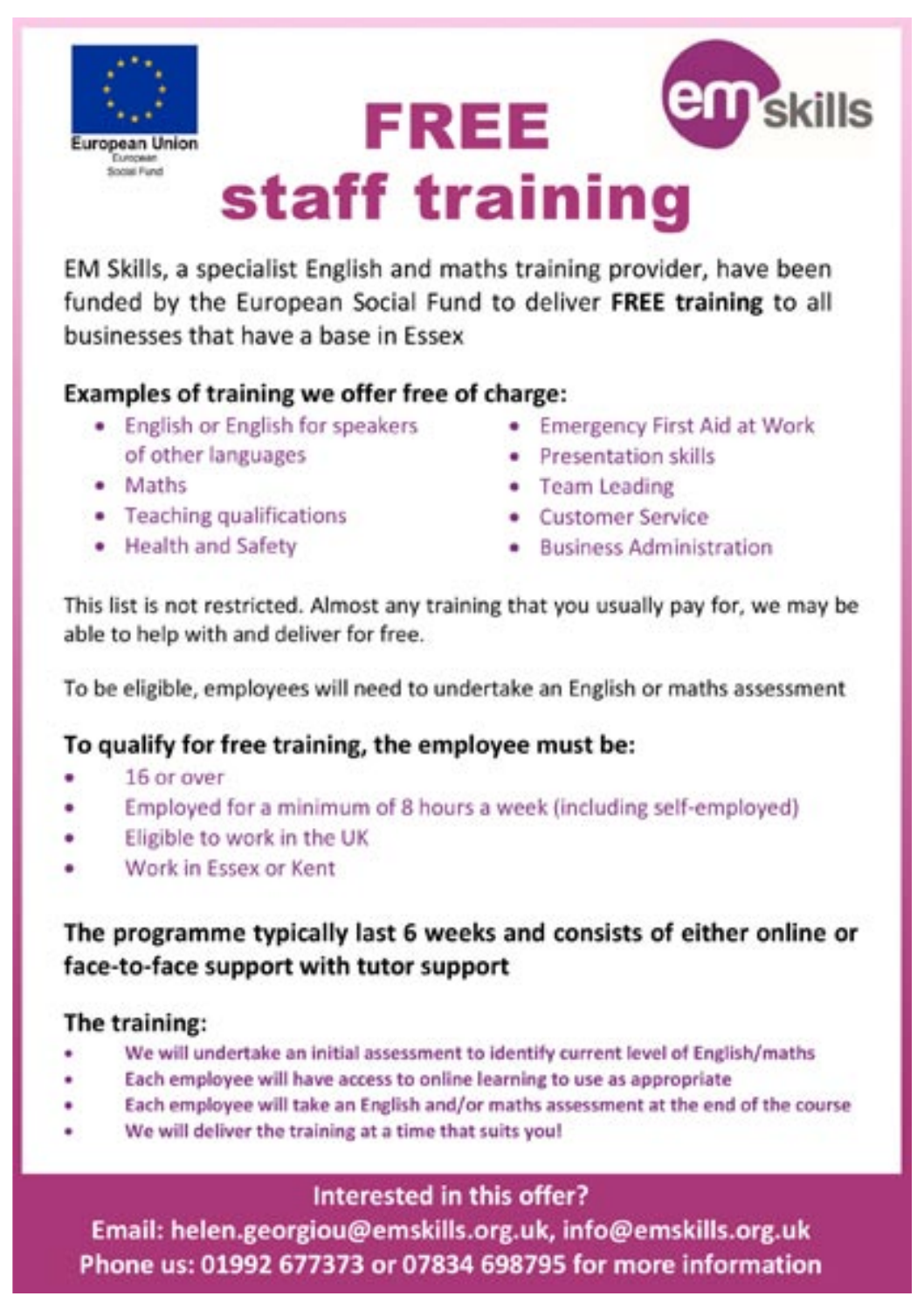European Union
European Social Fund

em skills

# FREE staff training

EM Skills, a specialist English and maths training provider, have been funded by the European Social Fund to deliver **FREE training** to all businesses that have a base in Essex

### Examples of training we offer free of charge:

- English or English for speakers of other languages
- Maths
- Teaching qualifications
- Health and Safety
- Emergency First Aid at Work
- Presentation skills
- Team Leading
- Customer Service
- Business Administration

This list is not restricted. Almost any training that you usually pay for, we may be able to help with and deliver for free.

To be eligible, employees will need to undertake an English or maths assessment

### To qualify for free training, the employee must be:

- 16 or over
- Employed for a minimum of 8 hours a week (including self-employed)
- Eligible to work in the UK
- Work in Essex or Kent

**The programme typically last 6 weeks and consists of either online or face-to-face support with tutor support**

### The training:

- We will undertake an initial assessment to identify current level of English/maths
- Each employee will have access to online learning to use as appropriate
- Each employee will take an English and/or maths assessment at the end of the course
- We will deliver the training at a time that suits you!

**Interested in this offer?**
**Email: helen.georgiou@emskills.org.uk, info@emskills.org.uk**
**Phone us: 01992 677373 or 07834 698795 for more information**